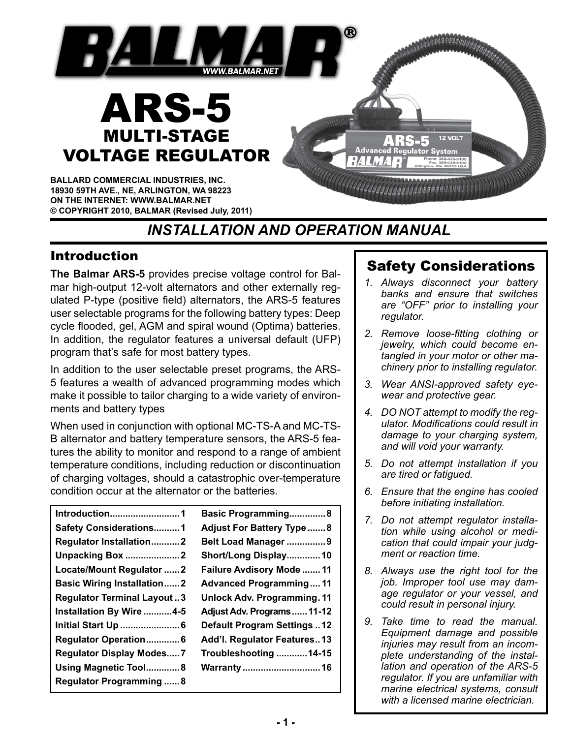# BALMAR®

WWW.BALMAR.NET

# ARS-5

## MULTI-STAGE VOLTAGE REGULATOR

**BALLARD COMMERCIAL INDUSTRIES, INC.**
**18930 59TH AVE., NE, ARLINGTON, WA 98223**
**ON THE INTERNET: WWW.BALMAR.NET**
**© COPYRIGHT 2010, BALMAR (Revised July, 2011)**

## *INSTALLATION AND OPERATION MANUAL*

## Introduction

**The Balmar ARS-5** provides precise voltage control for Balmar high-output 12-volt alternators and other externally regulated P-type (positive field) alternators, the ARS-5 features user selectable programs for the following battery types: Deep cycle flooded, gel, AGM and spiral wound (Optima) batteries. In addition, the regulator features a universal default (UFP) program that's safe for most battery types.

In addition to the user selectable preset programs, the ARS-5 features a wealth of advanced programming modes which make it possible to tailor charging to a wide variety of environments and battery types

When used in conjunction with optional MC-TS-A and MC-TS-B alternator and battery temperature sensors, the ARS-5 features the ability to monitor and respond to a range of ambient temperature conditions, including reduction or discontinuation of charging voltages, should a catastrophic over-temperature condition occur at the alternator or the batteries.

| | | | |
|---|---|---|---|
| **Introduction** | **1** | **Basic Programming** | **8** |
| **Safety Considerations** | **1** | **Adjust For Battery Type** | **8** |
| **Regulator Installation** | **2** | **Belt Load Manager** | **9** |
| **Unpacking Box** | **2** | **Short/Long Display** | **10** |
| **Locate/Mount Regulator** | **2** | **Failure Avdisory Mode** | **11** |
| **Basic Wiring Installation** | **2** | **Advanced Programming** | **11** |
| **Regulator Terminal Layout** | **3** | **Unlock Adv. Programming** | **11** |
| **Installation By Wire** | **4-5** | **Adjust Adv. Programs** | **11-12** |
| **Initial Start Up** | **6** | **Default Program Settings** | **12** |
| **Regulator Operation** | **6** | **Add'l. Regulator Features** | **13** |
| **Regulator Display Modes** | **7** | **Troubleshooting** | **14-15** |
| **Using Magnetic Tool** | **8** | **Warranty** | **16** |
| **Regulator Programming** | **8** | | |

## Safety Considerations

1. *Always disconnect your battery banks and ensure that switches are "OFF" prior to installing your regulator.*
2. *Remove loose-fitting clothing or jewelry, which could become entangled in your motor or other machinery prior to installing regulator.*
3. *Wear ANSI-approved safety eyewear and protective gear.*
4. *DO NOT attempt to modify the regulator. Modifications could result in damage to your charging system, and will void your warranty.*
5. *Do not attempt installation if you are tired or fatigued.*
6. *Ensure that the engine has cooled before initiating installation.*
7. *Do not attempt regulator installation while using alcohol or medication that could impair your judgment or reaction time.*
8. *Always use the right tool for the job. Improper tool use may damage regulator or your vessel, and could result in personal injury.*
9. *Take time to read the manual. Equipment damage and possible injuries may result from an incomplete understanding of the installation and operation of the ARS-5 regulator. If you are unfamiliar with marine electrical systems, consult with a licensed marine electrician.*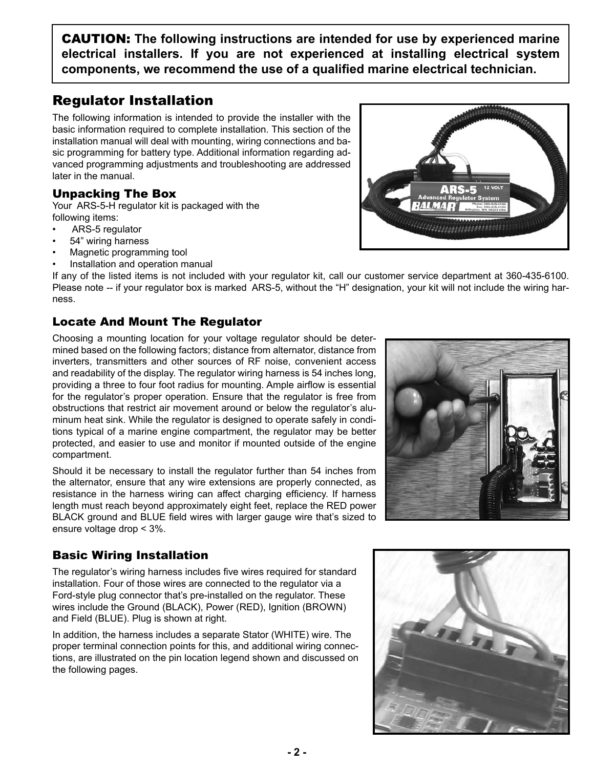**CAUTION: The following instructions are intended for use by experienced marine electrical installers. If you are not experienced at installing electrical system components, we recommend the use of a qualified marine electrical technician.**

## Regulator Installation

The following information is intended to provide the installer with the basic information required to complete installation. This section of the installation manual will deal with mounting, wiring connections and basic programming for battery type. Additional information regarding advanced programming adjustments and troubleshooting are addressed later in the manual.

### Unpacking The Box

Your ARS-5-H regulator kit is packaged with the following items:

- ARS-5 regulator
- 54" wiring harness
- Magnetic programming tool
- Installation and operation manual

If any of the listed items is not included with your regulator kit, call our customer service department at 360-435-6100. Please note -- if your regulator box is marked ARS-5, without the "H" designation, your kit will not include the wiring harness.

### Locate And Mount The Regulator

Choosing a mounting location for your voltage regulator should be determined based on the following factors; distance from alternator, distance from inverters, transmitters and other sources of RF noise, convenient access and readability of the display. The regulator wiring harness is 54 inches long, providing a three to four foot radius for mounting. Ample airflow is essential for the regulator's proper operation. Ensure that the regulator is free from obstructions that restrict air movement around or below the regulator's aluminum heat sink. While the regulator is designed to operate safely in conditions typical of a marine engine compartment, the regulator may be better protected, and easier to use and monitor if mounted outside of the engine compartment.

Should it be necessary to install the regulator further than 54 inches from the alternator, ensure that any wire extensions are properly connected, as resistance in the harness wiring can affect charging efficiency. If harness length must reach beyond approximately eight feet, replace the RED power BLACK ground and BLUE field wires with larger gauge wire that's sized to ensure voltage drop < 3%.

### Basic Wiring Installation

The regulator's wiring harness includes five wires required for standard installation. Four of those wires are connected to the regulator via a Ford-style plug connector that's pre-installed on the regulator. These wires include the Ground (BLACK), Power (RED), Ignition (BROWN) and Field (BLUE). Plug is shown at right.

In addition, the harness includes a separate Stator (WHITE) wire. The proper terminal connection points for this, and additional wiring connections, are illustrated on the pin location legend shown and discussed on the following pages.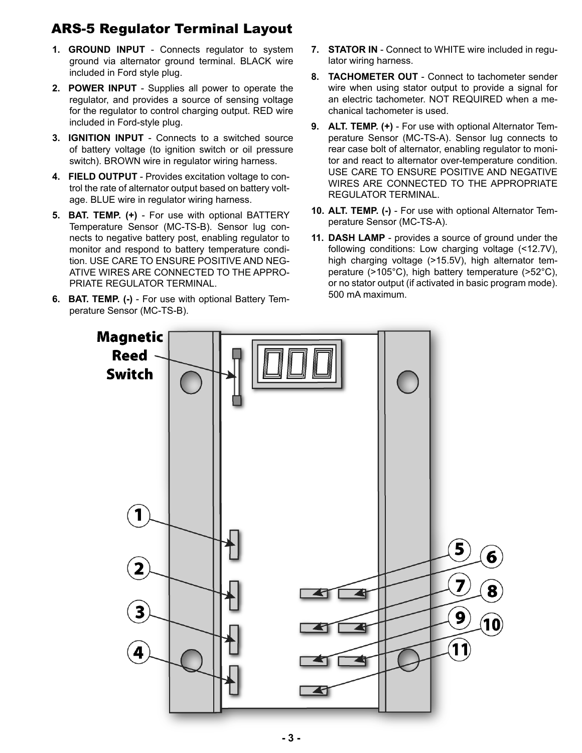## ARS-5 Regulator Terminal Layout

1. **GROUND INPUT** - Connects regulator to system ground via alternator ground terminal. BLACK wire included in Ford style plug.
2. **POWER INPUT** - Supplies all power to operate the regulator, and provides a source of sensing voltage for the regulator to control charging output. RED wire included in Ford-style plug.
3. **IGNITION INPUT** - Connects to a switched source of battery voltage (to ignition switch or oil pressure switch). BROWN wire in regulator wiring harness.
4. **FIELD OUTPUT** - Provides excitation voltage to control the rate of alternator output based on battery voltage. BLUE wire in regulator wiring harness.
5. **BAT. TEMP. (+)** - For use with optional BATTERY Temperature Sensor (MC-TS-B). Sensor lug connects to negative battery post, enabling regulator to monitor and respond to battery temperature condition. USE CARE TO ENSURE POSITIVE AND NEGATIVE WIRES ARE CONNECTED TO THE APPROPRIATE REGULATOR TERMINAL.
6. **BAT. TEMP. (-)** - For use with optional Battery Temperature Sensor (MC-TS-B).
7. **STATOR IN** - Connect to WHITE wire included in regulator wiring harness.
8. **TACHOMETER OUT** - Connect to tachometer sender wire when using stator output to provide a signal for an electric tachometer. NOT REQUIRED when a mechanical tachometer is used.
9. **ALT. TEMP. (+)** - For use with optional Alternator Temperature Sensor (MC-TS-A). Sensor lug connects to rear case bolt of alternator, enabling regulator to monitor and react to alternator over-temperature condition. USE CARE TO ENSURE POSITIVE AND NEGATIVE WIRES ARE CONNECTED TO THE APPROPRIATE REGULATOR TERMINAL.
10. **ALT. TEMP. (-)** - For use with optional Alternator Temperature Sensor (MC-TS-A).
11. **DASH LAMP** - provides a source of ground under the following conditions: Low charging voltage (<12.7V), high charging voltage (>15.5V), high alternator temperature (>105°C), high battery temperature (>52°C), or no stator output (if activated in basic program mode). 500 mA maximum.

Magnetic Reed Switch

1 2 3 4 5 6 7 8 9 10 11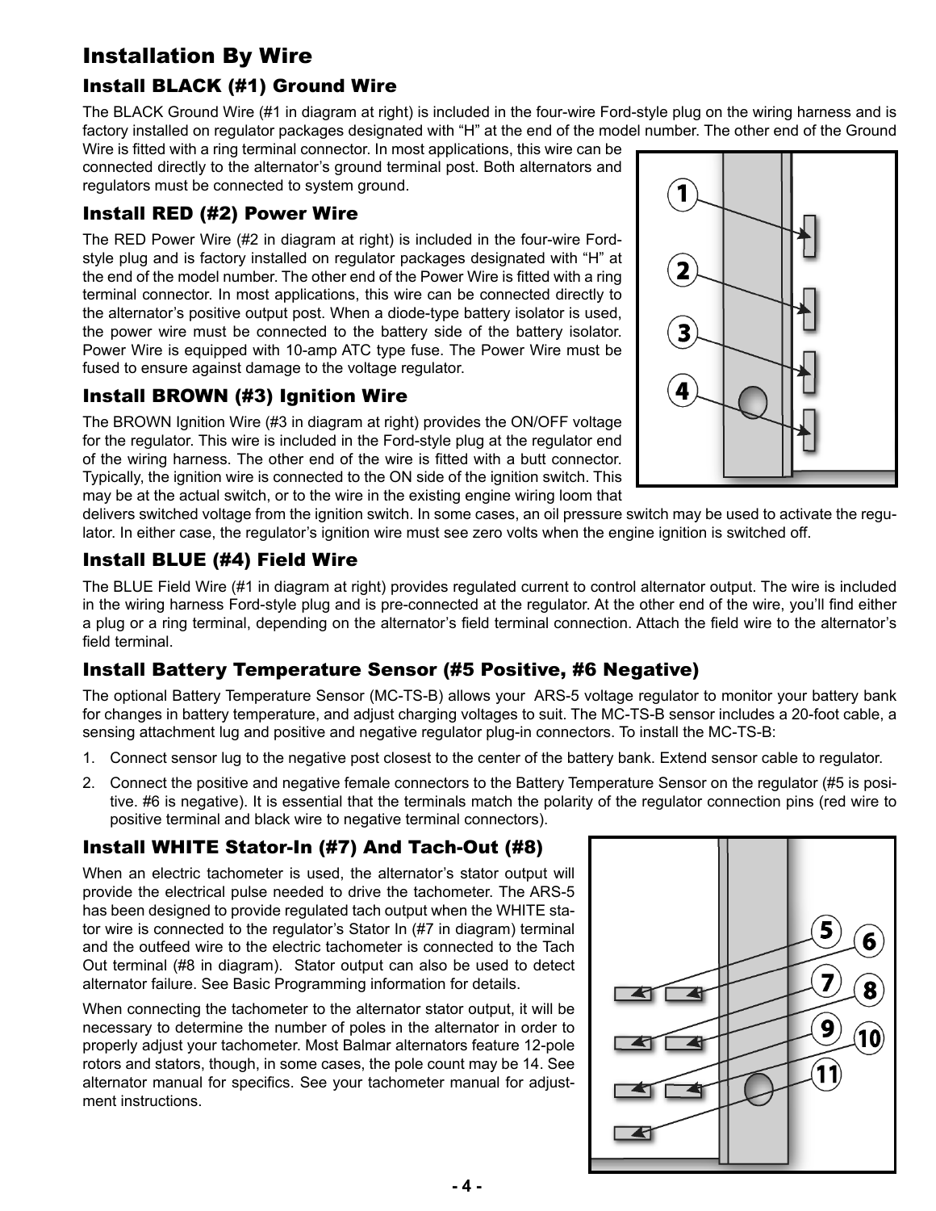# Installation By Wire

## Install BLACK (#1) Ground Wire

The BLACK Ground Wire (#1 in diagram at right) is included in the four-wire Ford-style plug on the wiring harness and is factory installed on regulator packages designated with “H” at the end of the model number. The other end of the Ground Wire is fitted with a ring terminal connector. In most applications, this wire can be connected directly to the alternator’s ground terminal post. Both alternators and regulators must be connected to system ground.

## Install RED (#2) Power Wire

The RED Power Wire (#2 in diagram at right) is included in the four-wire Ford-style plug and is factory installed on regulator packages designated with “H” at the end of the model number. The other end of the Power Wire is fitted with a ring terminal connector. In most applications, this wire can be connected directly to the alternator’s positive output post. When a diode-type battery isolator is used, the power wire must be connected to the battery side of the battery isolator. Power Wire is equipped with 10-amp ATC type fuse. The Power Wire must be fused to ensure against damage to the voltage regulator.

## Install BROWN (#3) Ignition Wire

The BROWN Ignition Wire (#3 in diagram at right) provides the ON/OFF voltage for the regulator. This wire is included in the Ford-style plug at the regulator end of the wiring harness. The other end of the wire is fitted with a butt connector. Typically, the ignition wire is connected to the ON side of the ignition switch. This may be at the actual switch, or to the wire in the existing engine wiring loom that delivers switched voltage from the ignition switch. In some cases, an oil pressure switch may be used to activate the regulator. In either case, the regulator’s ignition wire must see zero volts when the engine ignition is switched off.

## Install BLUE (#4) Field Wire

The BLUE Field Wire (#1 in diagram at right) provides regulated current to control alternator output. The wire is included in the wiring harness Ford-style plug and is pre-connected at the regulator. At the other end of the wire, you’ll find either a plug or a ring terminal, depending on the alternator’s field terminal connection. Attach the field wire to the alternator’s field terminal.

## Install Battery Temperature Sensor (#5 Positive, #6 Negative)

The optional Battery Temperature Sensor (MC-TS-B) allows your ARS-5 voltage regulator to monitor your battery bank for changes in battery temperature, and adjust charging voltages to suit. The MC-TS-B sensor includes a 20-foot cable, a sensing attachment lug and positive and negative regulator plug-in connectors. To install the MC-TS-B:

1. Connect sensor lug to the negative post closest to the center of the battery bank. Extend sensor cable to regulator.
2. Connect the positive and negative female connectors to the Battery Temperature Sensor on the regulator (#5 is positive. #6 is negative). It is essential that the terminals match the polarity of the regulator connection pins (red wire to positive terminal and black wire to negative terminal connectors).

## Install WHITE Stator-In (#7) And Tach-Out (#8)

When an electric tachometer is used, the alternator’s stator output will provide the electrical pulse needed to drive the tachometer. The ARS-5 has been designed to provide regulated tach output when the WHITE stator wire is connected to the regulator’s Stator In (#7 in diagram) terminal and the outfeed wire to the electric tachometer is connected to the Tach Out terminal (#8 in diagram). Stator output can also be used to detect alternator failure. See Basic Programming information for details.

When connecting the tachometer to the alternator stator output, it will be necessary to determine the number of poles in the alternator in order to properly adjust your tachometer. Most Balmar alternators feature 12-pole rotors and stators, though, in some cases, the pole count may be 14. See alternator manual for specifics. See your tachometer manual for adjustment instructions.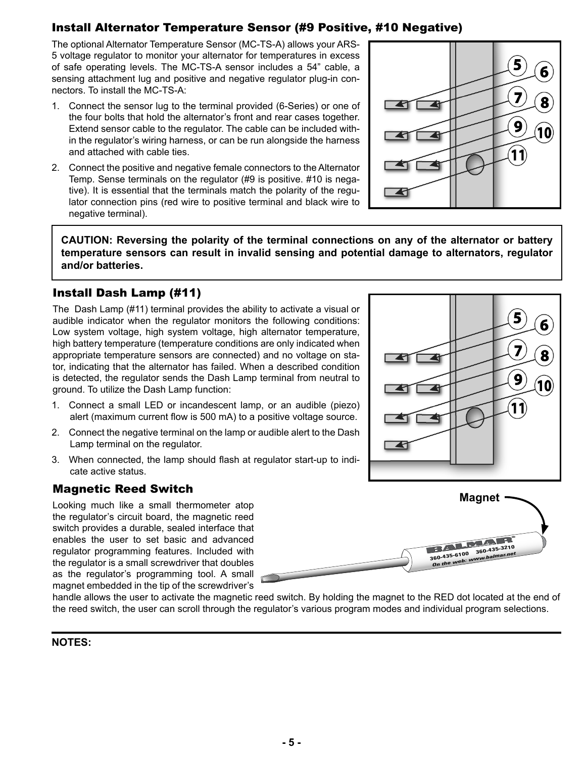### Install Alternator Temperature Sensor (#9 Positive, #10 Negative)

The optional Alternator Temperature Sensor (MC-TS-A) allows your ARS-5 voltage regulator to monitor your alternator for temperatures in excess of safe operating levels. The MC-TS-A sensor includes a 54" cable, a sensing attachment lug and positive and negative regulator plug-in connectors. To install the MC-TS-A:

1. Connect the sensor lug to the terminal provided (6-Series) or one of the four bolts that hold the alternator's front and rear cases together. Extend sensor cable to the regulator. The cable can be included within the regulator's wiring harness, or can be run alongside the harness and attached with cable ties.
2. Connect the positive and negative female connectors to the Alternator Temp. Sense terminals on the regulator (#9 is positive. #10 is negative). It is essential that the terminals match the polarity of the regulator connection pins (red wire to positive terminal and black wire to negative terminal).

**CAUTION: Reversing the polarity of the terminal connections on any of the alternator or battery temperature sensors can result in invalid sensing and potential damage to alternators, regulator and/or batteries.**

### Install Dash Lamp (#11)

The Dash Lamp (#11) terminal provides the ability to activate a visual or audible indicator when the regulator monitors the following conditions: Low system voltage, high system voltage, high alternator temperature, high battery temperature (temperature conditions are only indicated when appropriate temperature sensors are connected) and no voltage on stator, indicating that the alternator has failed. When a described condition is detected, the regulator sends the Dash Lamp terminal from neutral to ground. To utilize the Dash Lamp function:

1. Connect a small LED or incandescent lamp, or an audible (piezo) alert (maximum current flow is 500 mA) to a positive voltage source.
2. Connect the negative terminal on the lamp or audible alert to the Dash Lamp terminal on the regulator.
3. When connected, the lamp should flash at regulator start-up to indicate active status.

### Magnetic Reed Switch

Looking much like a small thermometer atop the regulator's circuit board, the magnetic reed switch provides a durable, sealed interface that enables the user to set basic and advanced regulator programming features. Included with the regulator is a small screwdriver that doubles as the regulator's programming tool. A small magnet embedded in the tip of the screwdriver's handle allows the user to activate the magnetic reed switch. By holding the magnet to the RED dot located at the end of the reed switch, the user can scroll through the regulator's various program modes and individual program selections.

**NOTES:**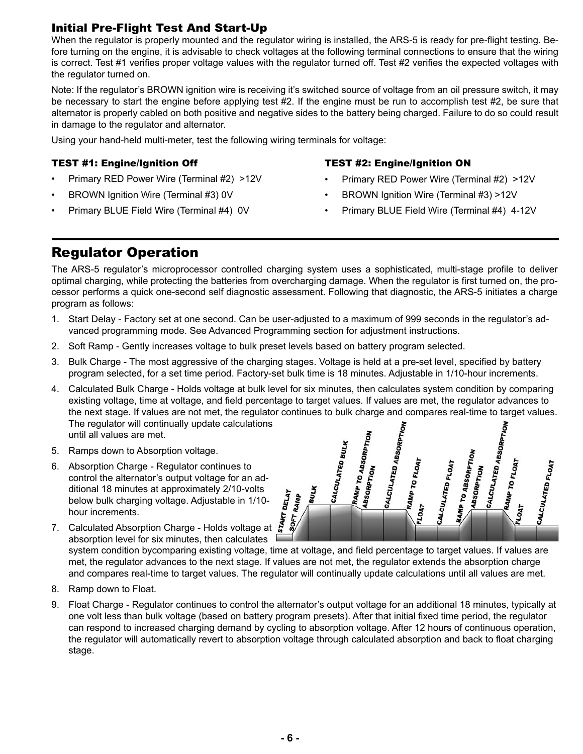### Initial Pre-Flight Test And Start-Up

When the regulator is properly mounted and the regulator wiring is installed, the ARS-5 is ready for pre-flight testing. Before turning on the engine, it is advisable to check voltages at the following terminal connections to ensure that the wiring is correct. Test #1 verifies proper voltage values with the regulator turned off. Test #2 verifies the expected voltages with the regulator turned on.

Note: If the regulator's BROWN ignition wire is receiving it's switched source of voltage from an oil pressure switch, it may be necessary to start the engine before applying test #2. If the engine must be run to accomplish test #2, be sure that alternator is properly cabled on both positive and negative sides to the battery being charged. Failure to do so could result in damage to the regulator and alternator.

Using your hand-held multi-meter, test the following wiring terminals for voltage:

**TEST #1: Engine/Ignition Off**

- Primary RED Power Wire (Terminal #2) >12V
- BROWN Ignition Wire (Terminal #3) 0V
- Primary BLUE Field Wire (Terminal #4) 0V

**TEST #2: Engine/Ignition ON**

- Primary RED Power Wire (Terminal #2) >12V
- BROWN Ignition Wire (Terminal #3) >12V
- Primary BLUE Field Wire (Terminal #4) 4-12V

## Regulator Operation

The ARS-5 regulator's microprocessor controlled charging system uses a sophisticated, multi-stage profile to deliver optimal charging, while protecting the batteries from overcharging damage. When the regulator is first turned on, the processor performs a quick one-second self diagnostic assessment. Following that diagnostic, the ARS-5 initiates a charge program as follows:

1. Start Delay - Factory set at one second. Can be user-adjusted to a maximum of 999 seconds in the regulator's advanced programming mode. See Advanced Programming section for adjustment instructions.
2. Soft Ramp - Gently increases voltage to bulk preset levels based on battery program selected.
3. Bulk Charge - The most aggressive of the charging stages. Voltage is held at a pre-set level, specified by battery program selected, for a set time period. Factory-set bulk time is 18 minutes. Adjustable in 1/10-hour increments.
4. Calculated Bulk Charge - Holds voltage at bulk level for six minutes, then calculates system condition by comparing existing voltage, time at voltage, and field percentage to target values. If values are met, the regulator advances to the next stage. If values are not met, the regulator continues to bulk charge and compares real-time to target values. The regulator will continually update calculations until all values are met.
5. Ramps down to Absorption voltage.
6. Absorption Charge - Regulator continues to control the alternator's output voltage for an additional 18 minutes at approximately 2/10-volts below bulk charging voltage. Adjustable in 1/10-hour increments.
7. Calculated Absorption Charge - Holds voltage at absorption level for six minutes, then calculates system condition bycomparing existing voltage, time at voltage, and field percentage to target values. If values are met, the regulator advances to the next stage. If values are not met, the regulator extends the absorption charge and compares real-time to target values. The regulator will continually update calculations until all values are met.
8. Ramp down to Float.
9. Float Charge - Regulator continues to control the alternator's output voltage for an additional 18 minutes, typically at one volt less than bulk voltage (based on battery program presets). After that initial fixed time period, the regulator can respond to increased charging demand by cycling to absorption voltage. After 12 hours of continuous operation, the regulator will automatically revert to absorption voltage through calculated absorption and back to float charging stage.

START DELAY, SOFT RAMP, BULK, CALCULATED BULK, RAMP TO ABSORPTION, ABSORPTION, CALCULATED ABSORPTION, RAMP TO FLOAT, FLOAT, CALCULATED FLOAT, RAMP TO ABSORPTION, ABSORPTION, CALCULATED ABSORPTION, RAMP TO FLOAT, FLOAT, CALCULATED FLOAT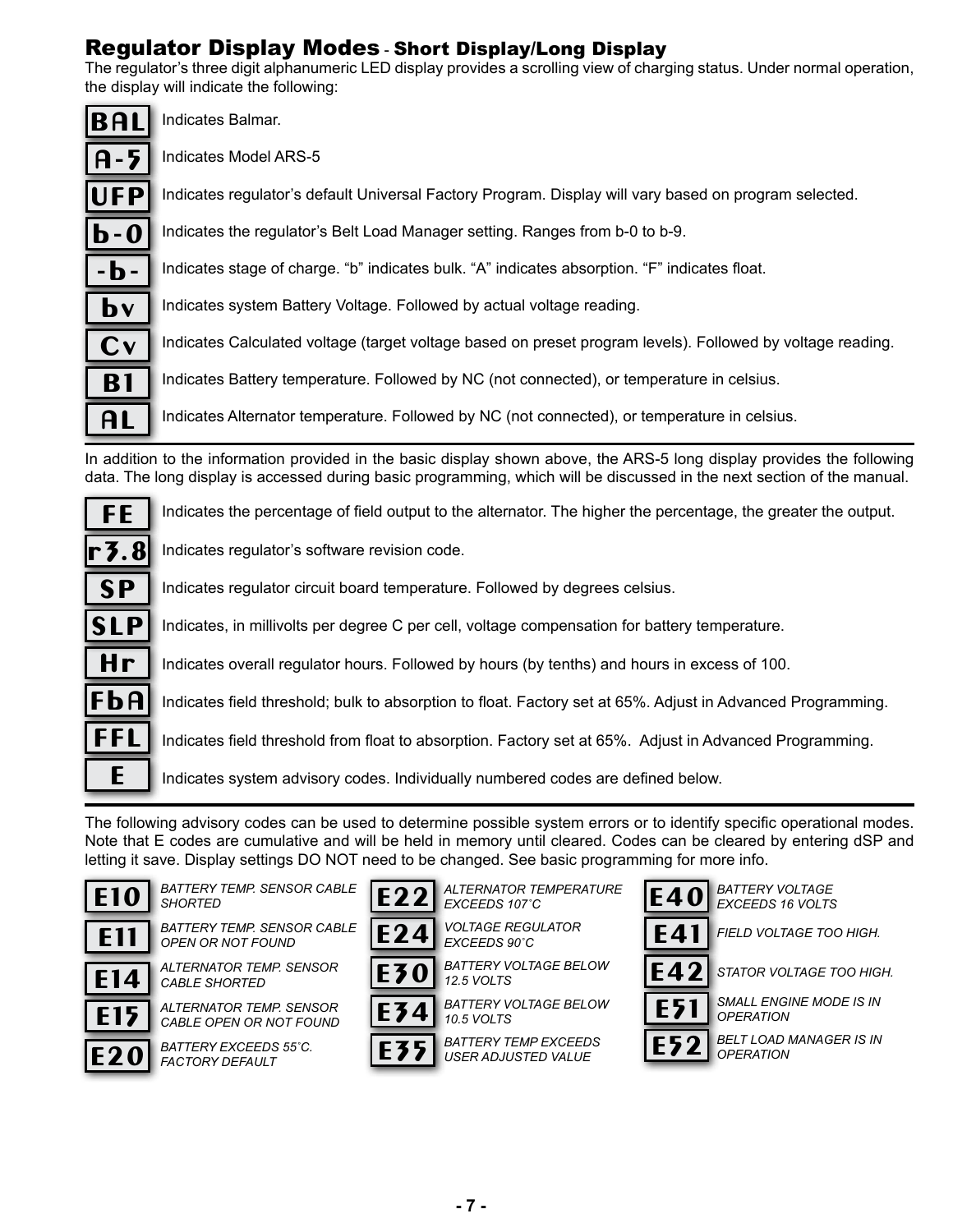## Regulator Display Modes - Short Display/Long Display

The regulator's three digit alphanumeric LED display provides a scrolling view of charging status. Under normal operation, the display will indicate the following:

| Display | Description |
|---|---|
| **BAL** | Indicates Balmar. |
| **A-5** | Indicates Model ARS-5 |
| **UFP** | Indicates regulator's default Universal Factory Program. Display will vary based on program selected. |
| **b-0** | Indicates the regulator's Belt Load Manager setting. Ranges from b-0 to b-9. |
| **-b-** | Indicates stage of charge. "b" indicates bulk. "A" indicates absorption. "F" indicates float. |
| **bv** | Indicates system Battery Voltage. Followed by actual voltage reading. |
| **Cv** | Indicates Calculated voltage (target voltage based on preset program levels). Followed by voltage reading. |
| **B1** | Indicates Battery temperature. Followed by NC (not connected), or temperature in celsius. |
| **AL** | Indicates Alternator temperature. Followed by NC (not connected), or temperature in celsius. |

In addition to the information provided in the basic display shown above, the ARS-5 long display provides the following data. The long display is accessed during basic programming, which will be discussed in the next section of the manual.

| Display | Description |
|---|---|
| **FE** | Indicates the percentage of field output to the alternator. The higher the percentage, the greater the output. |
| **r3.8** | Indicates regulator's software revision code. |
| **SP** | Indicates regulator circuit board temperature. Followed by degrees celsius. |
| **SLP** | Indicates, in millivolts per degree C per cell, voltage compensation for battery temperature. |
| **Hr** | Indicates overall regulator hours. Followed by hours (by tenths) and hours in excess of 100. |
| **FbA** | Indicates field threshold; bulk to absorption to float. Factory set at 65%. Adjust in Advanced Programming. |
| **FFL** | Indicates field threshold from float to absorption. Factory set at 65%. Adjust in Advanced Programming. |
| **E** | Indicates system advisory codes. Individually numbered codes are defined below. |

The following advisory codes can be used to determine possible system errors or to identify specific operational modes. Note that E codes are cumulative and will be held in memory until cleared. Codes can be cleared by entering dSP and letting it save. Display settings DO NOT need to be changed. See basic programming for more info.

| Code | Description |
|---|---|
| **E10** | *BATTERY TEMP. SENSOR CABLE SHORTED* |
| **E11** | *BATTERY TEMP. SENSOR CABLE OPEN OR NOT FOUND* |
| **E14** | *ALTERNATOR TEMP. SENSOR CABLE SHORTED* |
| **E15** | *ALTERNATOR TEMP. SENSOR CABLE OPEN OR NOT FOUND* |
| **E20** | *BATTERY EXCEEDS 55˚C. FACTORY DEFAULT* |
| **E22** | *ALTERNATOR TEMPERATURE EXCEEDS 107˚C* |
| **E24** | *VOLTAGE REGULATOR EXCEEDS 90˚C* |
| **E30** | *BATTERY VOLTAGE BELOW 12.5 VOLTS* |
| **E34** | *BATTERY VOLTAGE BELOW 10.5 VOLTS* |
| **E35** | *BATTERY TEMP EXCEEDS USER ADJUSTED VALUE* |
| **E40** | *BATTERY VOLTAGE EXCEEDS 16 VOLTS* |
| **E41** | *FIELD VOLTAGE TOO HIGH.* |
| **E42** | *STATOR VOLTAGE TOO HIGH.* |
| **E51** | *SMALL ENGINE MODE IS IN OPERATION* |
| **E52** | *BELT LOAD MANAGER IS IN OPERATION* |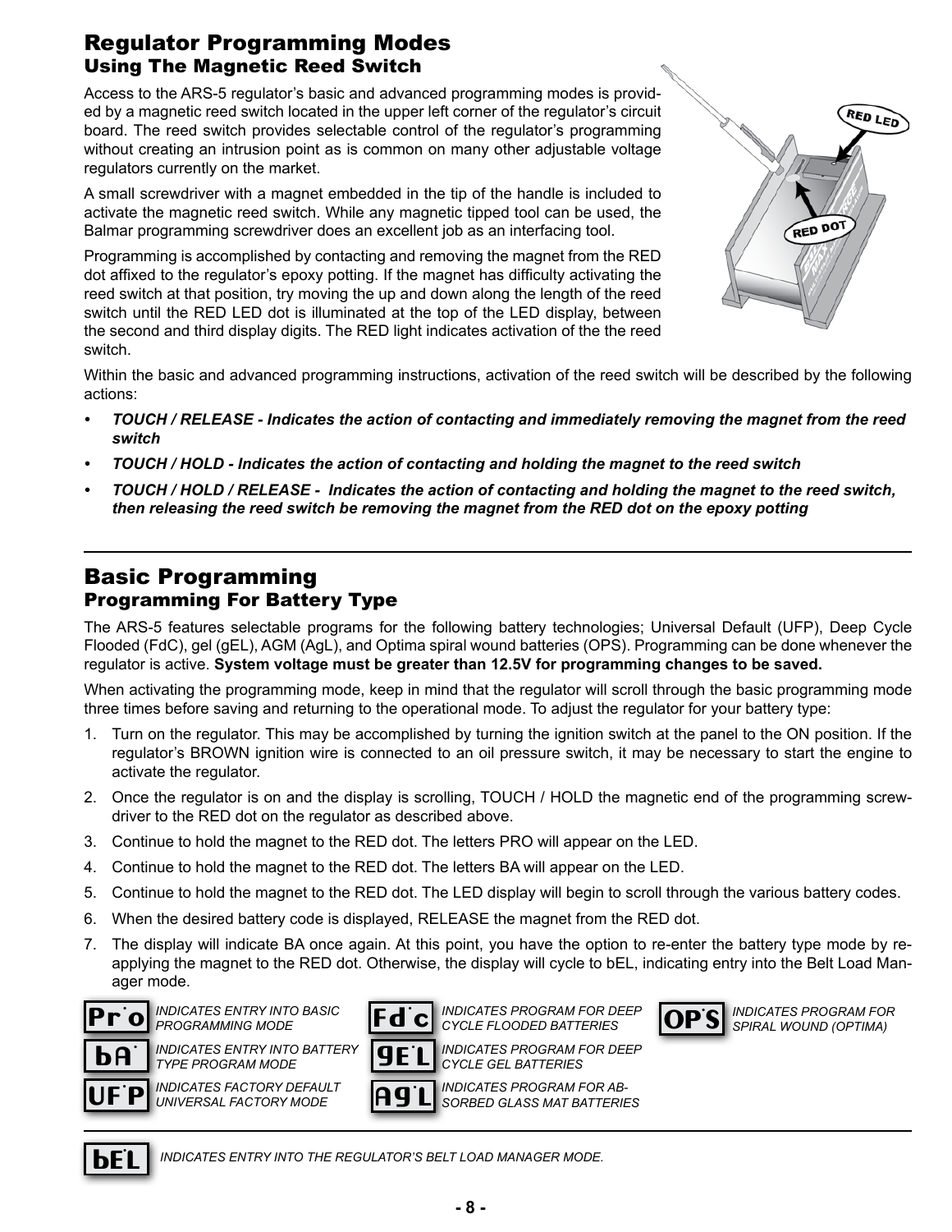## Regulator Programming Modes
### Using The Magnetic Reed Switch

Access to the ARS-5 regulator's basic and advanced programming modes is provided by a magnetic reed switch located in the upper left corner of the regulator's circuit board. The reed switch provides selectable control of the regulator's programming without creating an intrusion point as is common on many other adjustable voltage regulators currently on the market.

A small screwdriver with a magnet embedded in the tip of the handle is included to activate the magnetic reed switch. While any magnetic tipped tool can be used, the Balmar programming screwdriver does an excellent job as an interfacing tool.

Programming is accomplished by contacting and removing the magnet from the RED dot affixed to the regulator's epoxy potting. If the magnet has difficulty activating the reed switch at that position, try moving the up and down along the length of the reed switch until the RED LED dot is illuminated at the top of the LED display, between the second and third display digits. The RED light indicates activation of the the reed switch.

RED LED

RED DOT

Within the basic and advanced programming instructions, activation of the reed switch will be described by the following actions:

- ***TOUCH / RELEASE - Indicates the action of contacting and immediately removing the magnet from the reed switch***
- ***TOUCH / HOLD - Indicates the action of contacting and holding the magnet to the reed switch***
- ***TOUCH / HOLD / RELEASE - Indicates the action of contacting and holding the magnet to the reed switch, then releasing the reed switch be removing the magnet from the RED dot on the epoxy potting***

## Basic Programming
### Programming For Battery Type

The ARS-5 features selectable programs for the following battery technologies; Universal Default (UFP), Deep Cycle Flooded (FdC), gel (gEL), AGM (AgL), and Optima spiral wound batteries (OPS). Programming can be done whenever the regulator is active. **System voltage must be greater than 12.5V for programming changes to be saved.**

When activating the programming mode, keep in mind that the regulator will scroll through the basic programming mode three times before saving and returning to the operational mode. To adjust the regulator for your battery type:

1. Turn on the regulator. This may be accomplished by turning the ignition switch at the panel to the ON position. If the regulator's BROWN ignition wire is connected to an oil pressure switch, it may be necessary to start the engine to activate the regulator.
2. Once the regulator is on and the display is scrolling, TOUCH / HOLD the magnetic end of the programming screwdriver to the RED dot on the regulator as described above.
3. Continue to hold the magnet to the RED dot. The letters PRO will appear on the LED.
4. Continue to hold the magnet to the RED dot. The letters BA will appear on the LED.
5. Continue to hold the magnet to the RED dot. The LED display will begin to scroll through the various battery codes.
6. When the desired battery code is displayed, RELEASE the magnet from the RED dot.
7. The display will indicate BA once again. At this point, you have the option to re-enter the battery type mode by re-applying the magnet to the RED dot. Otherwise, the display will cycle to bEL, indicating entry into the Belt Load Manager mode.

| Display | Meaning |
|---|---|
| Pr.o | *INDICATES ENTRY INTO BASIC PROGRAMMING MODE* |
| bA. | *INDICATES ENTRY INTO BATTERY TYPE PROGRAM MODE* |
| UF.P | *INDICATES FACTORY DEFAULT UNIVERSAL FACTORY MODE* |
| Fd.c | *INDICATES PROGRAM FOR DEEP CYCLE FLOODED BATTERIES* |
| gE.L | *INDICATES PROGRAM FOR DEEP CYCLE GEL BATTERIES* |
| Ag.L | *INDICATES PROGRAM FOR ABSORBED GLASS MAT BATTERIES* |
| OP.S | *INDICATES PROGRAM FOR SPIRAL WOUND (OPTIMA)* |

| Display | Meaning |
|---|---|
| bEL | *INDICATES ENTRY INTO THE REGULATOR'S BELT LOAD MANAGER MODE.* |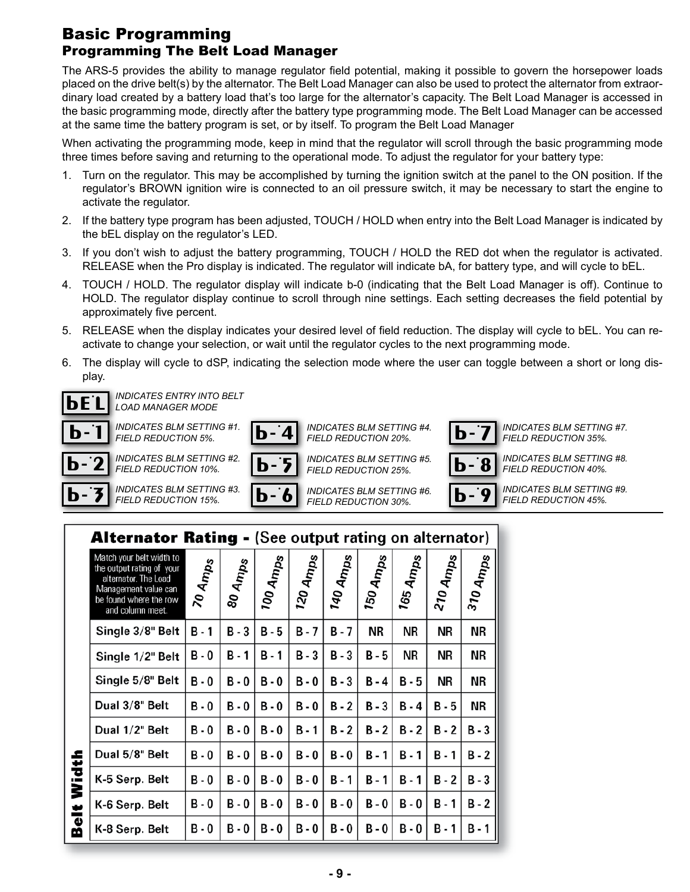# Basic Programming

## Programming The Belt Load Manager

The ARS-5 provides the ability to manage regulator field potential, making it possible to govern the horsepower loads placed on the drive belt(s) by the alternator. The Belt Load Manager can also be used to protect the alternator from extraordinary load created by a battery load that's too large for the alternator's capacity. The Belt Load Manager is accessed in the basic programming mode, directly after the battery type programming mode. The Belt Load Manager can be accessed at the same time the battery program is set, or by itself. To program the Belt Load Manager

When activating the programming mode, keep in mind that the regulator will scroll through the basic programming mode three times before saving and returning to the operational mode. To adjust the regulator for your battery type:

1. Turn on the regulator. This may be accomplished by turning the ignition switch at the panel to the ON position. If the regulator's BROWN ignition wire is connected to an oil pressure switch, it may be necessary to start the engine to activate the regulator.
2. If the battery type program has been adjusted, TOUCH / HOLD when entry into the Belt Load Manager is indicated by the bEL display on the regulator's LED.
3. If you don't wish to adjust the battery programming, TOUCH / HOLD the RED dot when the regulator is activated. RELEASE when the Pro display is indicated. The regulator will indicate bA, for battery type, and will cycle to bEL.
4. TOUCH / HOLD. The regulator display will indicate b-0 (indicating that the Belt Load Manager is off). Continue to HOLD. The regulator display continue to scroll through nine settings. Each setting decreases the field potential by approximately five percent.
5. RELEASE when the display indicates your desired level of field reduction. The display will cycle to bEL. You can re-activate to change your selection, or wait until the regulator cycles to the next programming mode.
6. The display will cycle to dSP, indicating the selection mode where the user can toggle between a short or long display.

| Display | Meaning |
|---|---|
| bEL | *INDICATES ENTRY INTO BELT LOAD MANAGER MODE* |
| b-1 | *INDICATES BLM SETTING #1. FIELD REDUCTION 5%.* |
| b-2 | *INDICATES BLM SETTING #2. FIELD REDUCTION 10%.* |
| b-3 | *INDICATES BLM SETTING #3. FIELD REDUCTION 15%.* |
| b-4 | *INDICATES BLM SETTING #4. FIELD REDUCTION 20%.* |
| b-5 | *INDICATES BLM SETTING #5. FIELD REDUCTION 25%.* |
| b-6 | *INDICATES BLM SETTING #6. FIELD REDUCTION 30%.* |
| b-7 | *INDICATES BLM SETTING #7. FIELD REDUCTION 35%.* |
| b-8 | *INDICATES BLM SETTING #8. FIELD REDUCTION 40%.* |
| b-9 | *INDICATES BLM SETTING #9. FIELD REDUCTION 45%.* |

**Alternator Rating - (See output rating on alternator)**

| Belt Width — Match your belt width to the output rating of your alternator. The Load Management value can be found where the row and column meet. | 70 Amps | 80 Amps | 100 Amps | 120 Amps | 140 Amps | 150 Amps | 165 Amps | 210 Amps | 310 Amps |
|---|---|---|---|---|---|---|---|---|---|
| Single 3/8" Belt | B - 1 | B - 3 | B - 5 | B - 7 | B - 7 | NR | NR | NR | NR |
| Single 1/2" Belt | B - 0 | B - 1 | B - 1 | B - 3 | B - 3 | B - 5 | NR | NR | NR |
| Single 5/8" Belt | B - 0 | B - 0 | B - 0 | B - 0 | B - 3 | B - 4 | B - 5 | NR | NR |
| Dual 3/8" Belt | B - 0 | B - 0 | B - 0 | B - 0 | B - 2 | B - 3 | B - 4 | B - 5 | NR |
| Dual 1/2" Belt | B - 0 | B - 0 | B - 0 | B - 1 | B - 2 | B - 2 | B - 2 | B - 2 | B - 3 |
| Dual 5/8" Belt | B - 0 | B - 0 | B - 0 | B - 0 | B - 0 | B - 1 | B - 1 | B - 1 | B - 2 |
| K-5 Serp. Belt | B - 0 | B - 0 | B - 0 | B - 0 | B - 1 | B - 1 | B - 1 | B - 2 | B - 3 |
| K-6 Serp. Belt | B - 0 | B - 0 | B - 0 | B - 0 | B - 0 | B - 0 | B - 0 | B - 1 | B - 2 |
| K-8 Serp. Belt | B - 0 | B - 0 | B - 0 | B - 0 | B - 0 | B - 0 | B - 0 | B - 1 | B - 1 |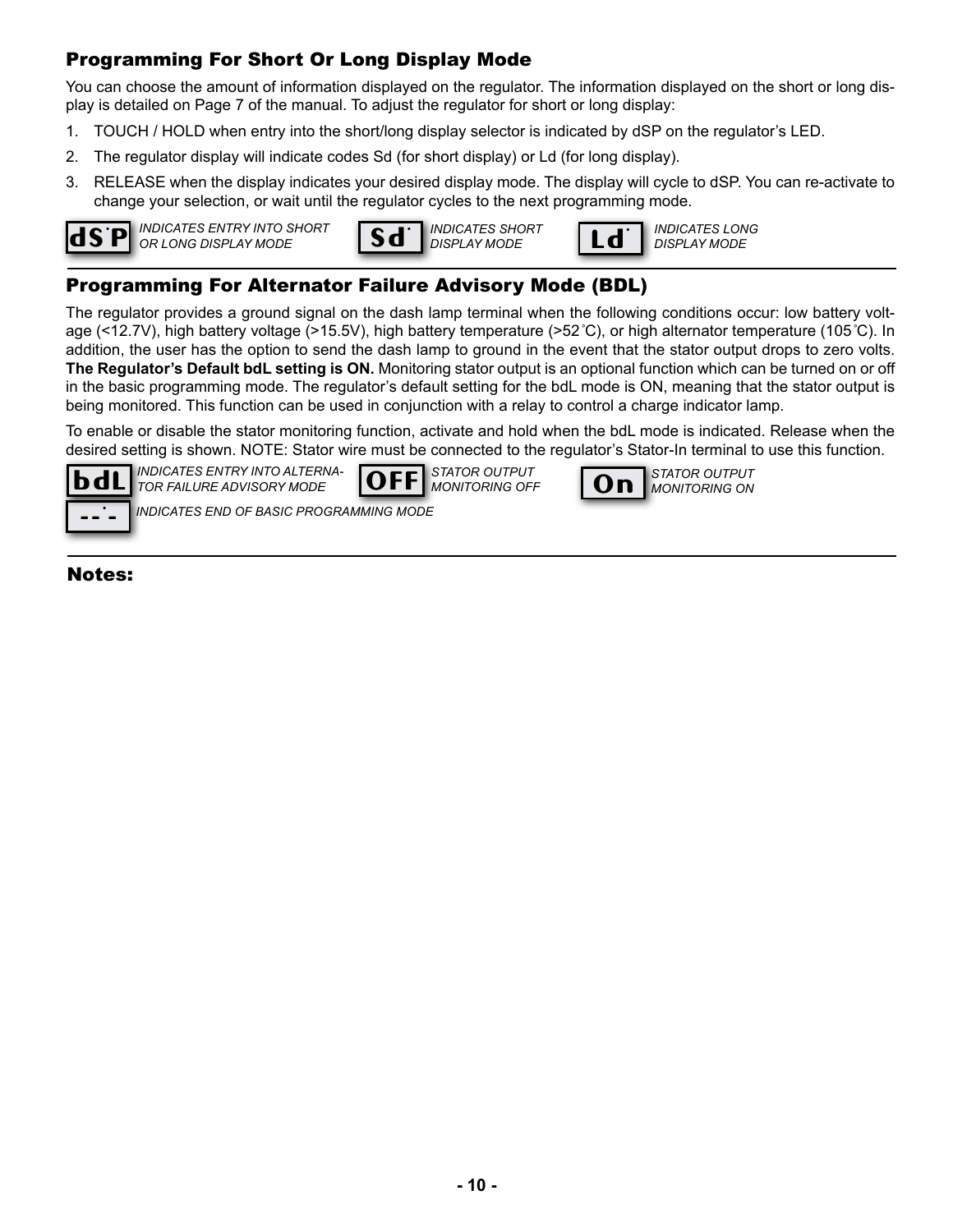## Programming For Short Or Long Display Mode

You can choose the amount of information displayed on the regulator. The information displayed on the short or long display is detailed on Page 7 of the manual. To adjust the regulator for short or long display:

1. TOUCH / HOLD when entry into the short/long display selector is indicated by dSP on the regulator's LED.
2. The regulator display will indicate codes Sd (for short display) or Ld (for long display).
3. RELEASE when the display indicates your desired display mode. The display will cycle to dSP. You can re-activate to change your selection, or wait until the regulator cycles to the next programming mode.

**dS.P** *INDICATES ENTRY INTO SHORT OR LONG DISPLAY MODE*

**Sd.** *INDICATES SHORT DISPLAY MODE*

**Ld.** *INDICATES LONG DISPLAY MODE*

## Programming For Alternator Failure Advisory Mode (BDL)

The regulator provides a ground signal on the dash lamp terminal when the following conditions occur: low battery voltage (<12.7V), high battery voltage (>15.5V), high battery temperature (>52˚C), or high alternator temperature (105˚C). In addition, the user has the option to send the dash lamp to ground in the event that the stator output drops to zero volts. **The Regulator's Default bdL setting is ON.** Monitoring stator output is an optional function which can be turned on or off in the basic programming mode. The regulator's default setting for the bdL mode is ON, meaning that the stator output is being monitored. This function can be used in conjunction with a relay to control a charge indicator lamp.

To enable or disable the stator monitoring function, activate and hold when the bdL mode is indicated. Release when the desired setting is shown. NOTE: Stator wire must be connected to the regulator's Stator-In terminal to use this function.

**bdL** *INDICATES ENTRY INTO ALTERNATOR FAILURE ADVISORY MODE*

**OFF** *STATOR OUTPUT MONITORING OFF*

**On** *STATOR OUTPUT MONITORING ON*

**--.-** *INDICATES END OF BASIC PROGRAMMING MODE*

**Notes:**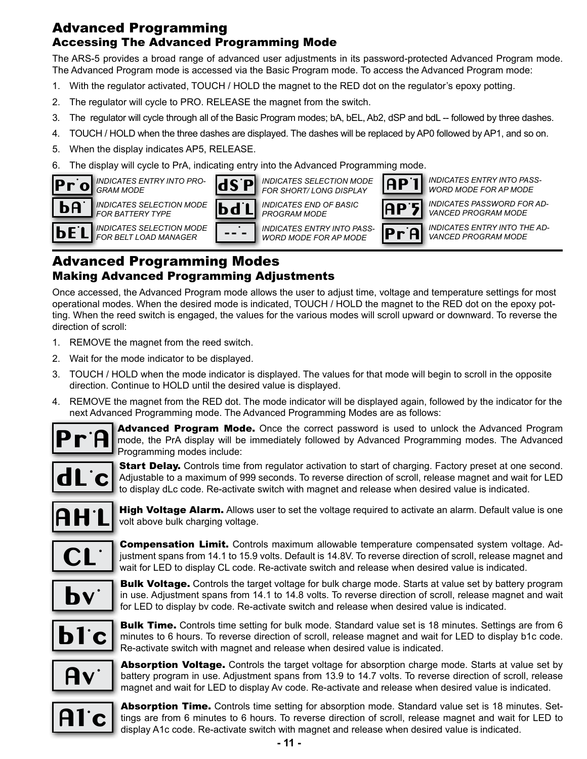# Advanced Programming

## Accessing The Advanced Programming Mode

The ARS-5 provides a broad range of advanced user adjustments in its password-protected Advanced Program mode. The Advanced Program mode is accessed via the Basic Program mode. To access the Advanced Program mode:

1. With the regulator activated, TOUCH / HOLD the magnet to the RED dot on the regulator's epoxy potting.
2. The regulator will cycle to PRO. RELEASE the magnet from the switch.
3. The regulator will cycle through all of the Basic Program modes; bA, bEL, Ab2, dSP and bdL -- followed by three dashes.
4. TOUCH / HOLD when the three dashes are displayed. The dashes will be replaced by AP0 followed by AP1, and so on.
5. When the display indicates AP5, RELEASE.
6. The display will cycle to PrA, indicating entry into the Advanced Programming mode.

| Display | Description |
|---|---|
| Pr.o | *INDICATES ENTRY INTO PROGRAM MODE* |
| bA. | *INDICATES SELECTION MODE FOR BATTERY TYPE* |
| bE.L | *INDICATES SELECTION MODE FOR BELT LOAD MANAGER* |
| dS.P | *INDICATES SELECTION MODE FOR SHORT/ LONG DISPLAY* |
| bd.L | *INDICATES END OF BASIC PROGRAM MODE* |
| --.- | *INDICATES ENTRY INTO PASSWORD MODE FOR AP MODE* |
| AP.1 | *INDICATES ENTRY INTO PASSWORD MODE FOR AP MODE* |
| AP.5 | *INDICATES PASSWORD FOR ADVANCED PROGRAM MODE* |
| Pr.A | *INDICATES ENTRY INTO THE ADVANCED PROGRAM MODE* |

# Advanced Programming Modes

## Making Advanced Programming Adjustments

Once accessed, the Advanced Program mode allows the user to adjust time, voltage and temperature settings for most operational modes. When the desired mode is indicated, TOUCH / HOLD the magnet to the RED dot on the epoxy potting. When the reed switch is engaged, the values for the various modes will scroll upward or downward. To reverse the direction of scroll:

1. REMOVE the magnet from the reed switch.
2. Wait for the mode indicator to be displayed.
3. TOUCH / HOLD when the mode indicator is displayed. The values for that mode will begin to scroll in the opposite direction. Continue to HOLD until the desired value is displayed.
4. REMOVE the magnet from the RED dot. The mode indicator will be displayed again, followed by the indicator for the next Advanced Programming mode. The Advanced Programming Modes are as follows:

**Pr.A** — **Advanced Program Mode.** Once the correct password is used to unlock the Advanced Program mode, the PrA display will be immediately followed by Advanced Programming modes. The Advanced Programming modes include:

**dL.c** — **Start Delay.** Controls time from regulator activation to start of charging. Factory preset at one second. Adjustable to a maximum of 999 seconds. To reverse direction of scroll, release magnet and wait for LED to display dLc code. Re-activate switch with magnet and release when desired value is indicated.

**AH.L** — **High Voltage Alarm.** Allows user to set the voltage required to activate an alarm. Default value is one volt above bulk charging voltage.

**CL.** — **Compensation Limit.** Controls maximum allowable temperature compensated system voltage. Adjustment spans from 14.1 to 15.9 volts. Default is 14.8V. To reverse direction of scroll, release magnet and wait for LED to display CL code. Re-activate switch and release when desired value is indicated.

**bv.** — **Bulk Voltage.** Controls the target voltage for bulk charge mode. Starts at value set by battery program in use. Adjustment spans from 14.1 to 14.8 volts. To reverse direction of scroll, release magnet and wait for LED to display bv code. Re-activate switch and release when desired value is indicated.

**b1.c** — **Bulk Time.** Controls time setting for bulk mode. Standard value set is 18 minutes. Settings are from 6 minutes to 6 hours. To reverse direction of scroll, release magnet and wait for LED to display b1c code. Re-activate switch with magnet and release when desired value is indicated.

**Av.** — **Absorption Voltage.** Controls the target voltage for absorption charge mode. Starts at value set by battery program in use. Adjustment spans from 13.9 to 14.7 volts. To reverse direction of scroll, release magnet and wait for LED to display Av code. Re-activate and release when desired value is indicated.

**A1.c** — **Absorption Time.** Controls time setting for absorption mode. Standard value set is 18 minutes. Settings are from 6 minutes to 6 hours. To reverse direction of scroll, release magnet and wait for LED to display A1c code. Re-activate switch with magnet and release when desired value is indicated.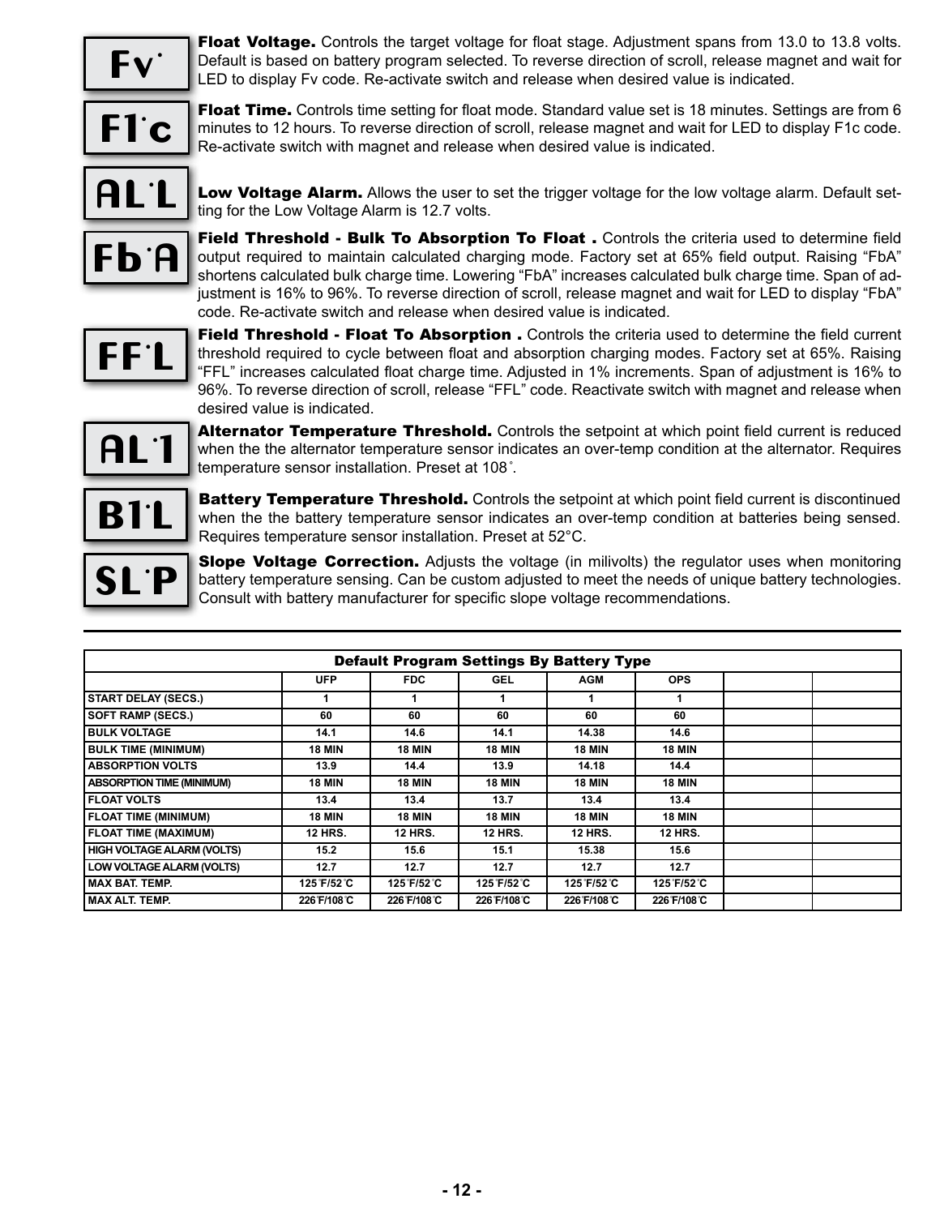**Fv.** **Float Voltage.** Controls the target voltage for float stage. Adjustment spans from 13.0 to 13.8 volts. Default is based on battery program selected. To reverse direction of scroll, release magnet and wait for LED to display Fv code. Re-activate switch and release when desired value is indicated.

**F1.c** **Float Time.** Controls time setting for float mode. Standard value set is 18 minutes. Settings are from 6 minutes to 12 hours. To reverse direction of scroll, release magnet and wait for LED to display F1c code. Re-activate switch with magnet and release when desired value is indicated.

**AL.L** **Low Voltage Alarm.** Allows the user to set the trigger voltage for the low voltage alarm. Default setting for the Low Voltage Alarm is 12.7 volts.

**Fb.A** **Field Threshold - Bulk To Absorption To Float .** Controls the criteria used to determine field output required to maintain calculated charging mode. Factory set at 65% field output. Raising "FbA" shortens calculated bulk charge time. Lowering "FbA" increases calculated bulk charge time. Span of adjustment is 16% to 96%. To reverse direction of scroll, release magnet and wait for LED to display "FbA" code. Re-activate switch and release when desired value is indicated.

**FF.L** **Field Threshold - Float To Absorption .** Controls the criteria used to determine the field current threshold required to cycle between float and absorption charging modes. Factory set at 65%. Raising "FFL" increases calculated float charge time. Adjusted in 1% increments. Span of adjustment is 16% to 96%. To reverse direction of scroll, release "FFL" code. Reactivate switch with magnet and release when desired value is indicated.

**AL.1** **Alternator Temperature Threshold.** Controls the setpoint at which point field current is reduced when the the alternator temperature sensor indicates an over-temp condition at the alternator. Requires temperature sensor installation. Preset at 108˚.

**B1.L** **Battery Temperature Threshold.** Controls the setpoint at which point field current is discontinued when the the battery temperature sensor indicates an over-temp condition at batteries being sensed. Requires temperature sensor installation. Preset at 52°C.

**SL.P** **Slope Voltage Correction.** Adjusts the voltage (in milivolts) the regulator uses when monitoring battery temperature sensing. Can be custom adjusted to meet the needs of unique battery technologies. Consult with battery manufacturer for specific slope voltage recommendations.

---

**Default Program Settings By Battery Type**

| | UFP | FDC | GEL | AGM | OPS | | |
|---|---|---|---|---|---|---|---|
| START DELAY (SECS.) | 1 | 1 | 1 | 1 | 1 | | |
| SOFT RAMP (SECS.) | 60 | 60 | 60 | 60 | 60 | | |
| BULK VOLTAGE | 14.1 | 14.6 | 14.1 | 14.38 | 14.6 | | |
| BULK TIME (MINIMUM) | 18 MIN | 18 MIN | 18 MIN | 18 MIN | 18 MIN | | |
| ABSORPTION VOLTS | 13.9 | 14.4 | 13.9 | 14.18 | 14.4 | | |
| ABSORPTION TIME (MINIMUM) | 18 MIN | 18 MIN | 18 MIN | 18 MIN | 18 MIN | | |
| FLOAT VOLTS | 13.4 | 13.4 | 13.7 | 13.4 | 13.4 | | |
| FLOAT TIME (MINIMUM) | 18 MIN | 18 MIN | 18 MIN | 18 MIN | 18 MIN | | |
| FLOAT TIME (MAXIMUM) | 12 HRS. | 12 HRS. | 12 HRS. | 12 HRS. | 12 HRS. | | |
| HIGH VOLTAGE ALARM (VOLTS) | 15.2 | 15.6 | 15.1 | 15.38 | 15.6 | | |
| LOW VOLTAGE ALARM (VOLTS) | 12.7 | 12.7 | 12.7 | 12.7 | 12.7 | | |
| MAX BAT. TEMP. | 125˚F/52˚C | 125˚F/52˚C | 125˚F/52˚C | 125˚F/52˚C | 125˚F/52˚C | | |
| MAX ALT. TEMP. | 226˚F/108˚C | 226˚F/108˚C | 226˚F/108˚C | 226˚F/108˚C | 226˚F/108˚C | | |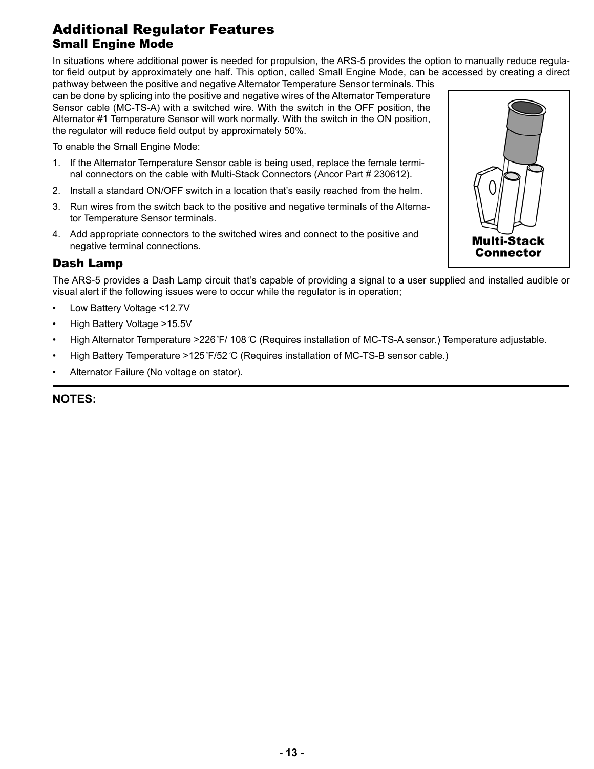# Additional Regulator Features

## Small Engine Mode

In situations where additional power is needed for propulsion, the ARS-5 provides the option to manually reduce regulator field output by approximately one half. This option, called Small Engine Mode, can be accessed by creating a direct pathway between the positive and negative Alternator Temperature Sensor terminals. This can be done by splicing into the positive and negative wires of the Alternator Temperature Sensor cable (MC-TS-A) with a switched wire. With the switch in the OFF position, the Alternator #1 Temperature Sensor will work normally. With the switch in the ON position, the regulator will reduce field output by approximately 50%.

To enable the Small Engine Mode:

1. If the Alternator Temperature Sensor cable is being used, replace the female terminal connectors on the cable with Multi-Stack Connectors (Ancor Part # 230612).
2. Install a standard ON/OFF switch in a location that's easily reached from the helm.
3. Run wires from the switch back to the positive and negative terminals of the Alternator Temperature Sensor terminals.
4. Add appropriate connectors to the switched wires and connect to the positive and negative terminal connections.

**Multi-Stack Connector**

## Dash Lamp

The ARS-5 provides a Dash Lamp circuit that's capable of providing a signal to a user supplied and installed audible or visual alert if the following issues were to occur while the regulator is in operation;

- Low Battery Voltage <12.7V
- High Battery Voltage >15.5V
- High Alternator Temperature >226˚F/ 108˚C (Requires installation of MC-TS-A sensor.) Temperature adjustable.
- High Battery Temperature >125˚F/52˚C (Requires installation of MC-TS-B sensor cable.)
- Alternator Failure (No voltage on stator).

**NOTES:**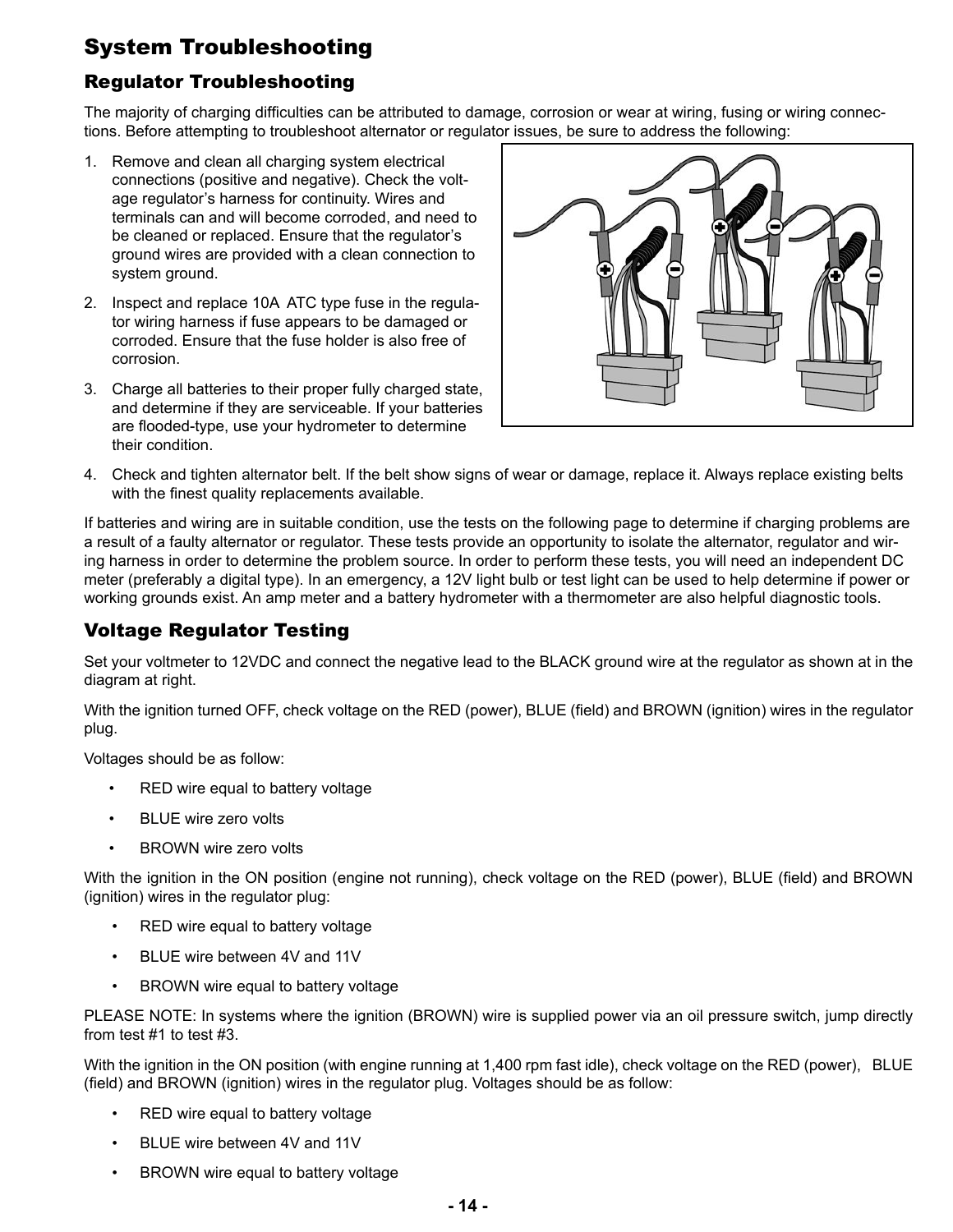## System Troubleshooting

### Regulator Troubleshooting

The majority of charging difficulties can be attributed to damage, corrosion or wear at wiring, fusing or wiring connections. Before attempting to troubleshoot alternator or regulator issues, be sure to address the following:

1. Remove and clean all charging system electrical connections (positive and negative). Check the voltage regulator's harness for continuity. Wires and terminals can and will become corroded, and need to be cleaned or replaced. Ensure that the regulator's ground wires are provided with a clean connection to system ground.
2. Inspect and replace 10A ATC type fuse in the regulator wiring harness if fuse appears to be damaged or corroded. Ensure that the fuse holder is also free of corrosion.
3. Charge all batteries to their proper fully charged state, and determine if they are serviceable. If your batteries are flooded-type, use your hydrometer to determine their condition.
4. Check and tighten alternator belt. If the belt show signs of wear or damage, replace it. Always replace existing belts with the finest quality replacements available.

If batteries and wiring are in suitable condition, use the tests on the following page to determine if charging problems are a result of a faulty alternator or regulator. These tests provide an opportunity to isolate the alternator, regulator and wiring harness in order to determine the problem source. In order to perform these tests, you will need an independent DC meter (preferably a digital type). In an emergency, a 12V light bulb or test light can be used to help determine if power or working grounds exist. An amp meter and a battery hydrometer with a thermometer are also helpful diagnostic tools.

### Voltage Regulator Testing

Set your voltmeter to 12VDC and connect the negative lead to the BLACK ground wire at the regulator as shown at in the diagram at right.

With the ignition turned OFF, check voltage on the RED (power), BLUE (field) and BROWN (ignition) wires in the regulator plug.

Voltages should be as follow:

- RED wire equal to battery voltage
- BLUE wire zero volts
- BROWN wire zero volts

With the ignition in the ON position (engine not running), check voltage on the RED (power), BLUE (field) and BROWN (ignition) wires in the regulator plug:

- RED wire equal to battery voltage
- BLUE wire between 4V and 11V
- BROWN wire equal to battery voltage

PLEASE NOTE: In systems where the ignition (BROWN) wire is supplied power via an oil pressure switch, jump directly from test #1 to test #3.

With the ignition in the ON position (with engine running at 1,400 rpm fast idle), check voltage on the RED (power), BLUE (field) and BROWN (ignition) wires in the regulator plug. Voltages should be as follow:

- RED wire equal to battery voltage
- BLUE wire between 4V and 11V
- BROWN wire equal to battery voltage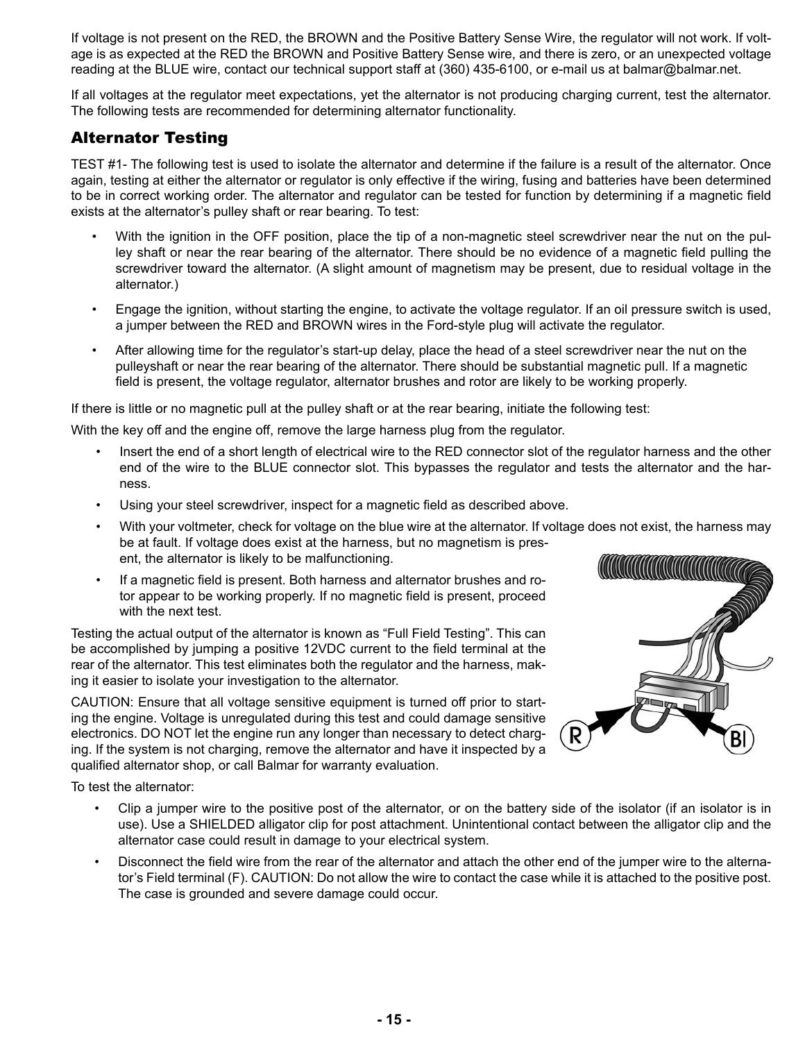If voltage is not present on the RED, the BROWN and the Positive Battery Sense Wire, the regulator will not work. If voltage is as expected at the RED the BROWN and Positive Battery Sense wire, and there is zero, or an unexpected voltage reading at the BLUE wire, contact our technical support staff at (360) 435-6100, or e-mail us at balmar@balmar.net.

If all voltages at the regulator meet expectations, yet the alternator is not producing charging current, test the alternator. The following tests are recommended for determining alternator functionality.

## Alternator Testing

TEST #1- The following test is used to isolate the alternator and determine if the failure is a result of the alternator. Once again, testing at either the alternator or regulator is only effective if the wiring, fusing and batteries have been determined to be in correct working order. The alternator and regulator can be tested for function by determining if a magnetic field exists at the alternator's pulley shaft or rear bearing. To test:

- With the ignition in the OFF position, place the tip of a non-magnetic steel screwdriver near the nut on the pulley shaft or near the rear bearing of the alternator. There should be no evidence of a magnetic field pulling the screwdriver toward the alternator. (A slight amount of magnetism may be present, due to residual voltage in the alternator.)
- Engage the ignition, without starting the engine, to activate the voltage regulator. If an oil pressure switch is used, a jumper between the RED and BROWN wires in the Ford-style plug will activate the regulator.
- After allowing time for the regulator's start-up delay, place the head of a steel screwdriver near the nut on the pulleyshaft or near the rear bearing of the alternator. There should be substantial magnetic pull. If a magnetic field is present, the voltage regulator, alternator brushes and rotor are likely to be working properly.

If there is little or no magnetic pull at the pulley shaft or at the rear bearing, initiate the following test:

With the key off and the engine off, remove the large harness plug from the regulator.

- Insert the end of a short length of electrical wire to the RED connector slot of the regulator harness and the other end of the wire to the BLUE connector slot. This bypasses the regulator and tests the alternator and the harness.
- Using your steel screwdriver, inspect for a magnetic field as described above.
- With your voltmeter, check for voltage on the blue wire at the alternator. If voltage does not exist, the harness may be at fault. If voltage does exist at the harness, but no magnetism is present, the alternator is likely to be malfunctioning.
- If a magnetic field is present. Both harness and alternator brushes and rotor appear to be working properly. If no magnetic field is present, proceed with the next test.

Testing the actual output of the alternator is known as "Full Field Testing". This can be accomplished by jumping a positive 12VDC current to the field terminal at the rear of the alternator. This test eliminates both the regulator and the harness, making it easier to isolate your investigation to the alternator.

CAUTION: Ensure that all voltage sensitive equipment is turned off prior to starting the engine. Voltage is unregulated during this test and could damage sensitive electronics. DO NOT let the engine run any longer than necessary to detect charging. If the system is not charging, remove the alternator and have it inspected by a qualified alternator shop, or call Balmar for warranty evaluation.

To test the alternator:

- Clip a jumper wire to the positive post of the alternator, or on the battery side of the isolator (if an isolator is in use). Use a SHIELDED alligator clip for post attachment. Unintentional contact between the alligator clip and the alternator case could result in damage to your electrical system.
- Disconnect the field wire from the rear of the alternator and attach the other end of the jumper wire to the alternator's Field terminal (F). CAUTION: Do not allow the wire to contact the case while it is attached to the positive post. The case is grounded and severe damage could occur.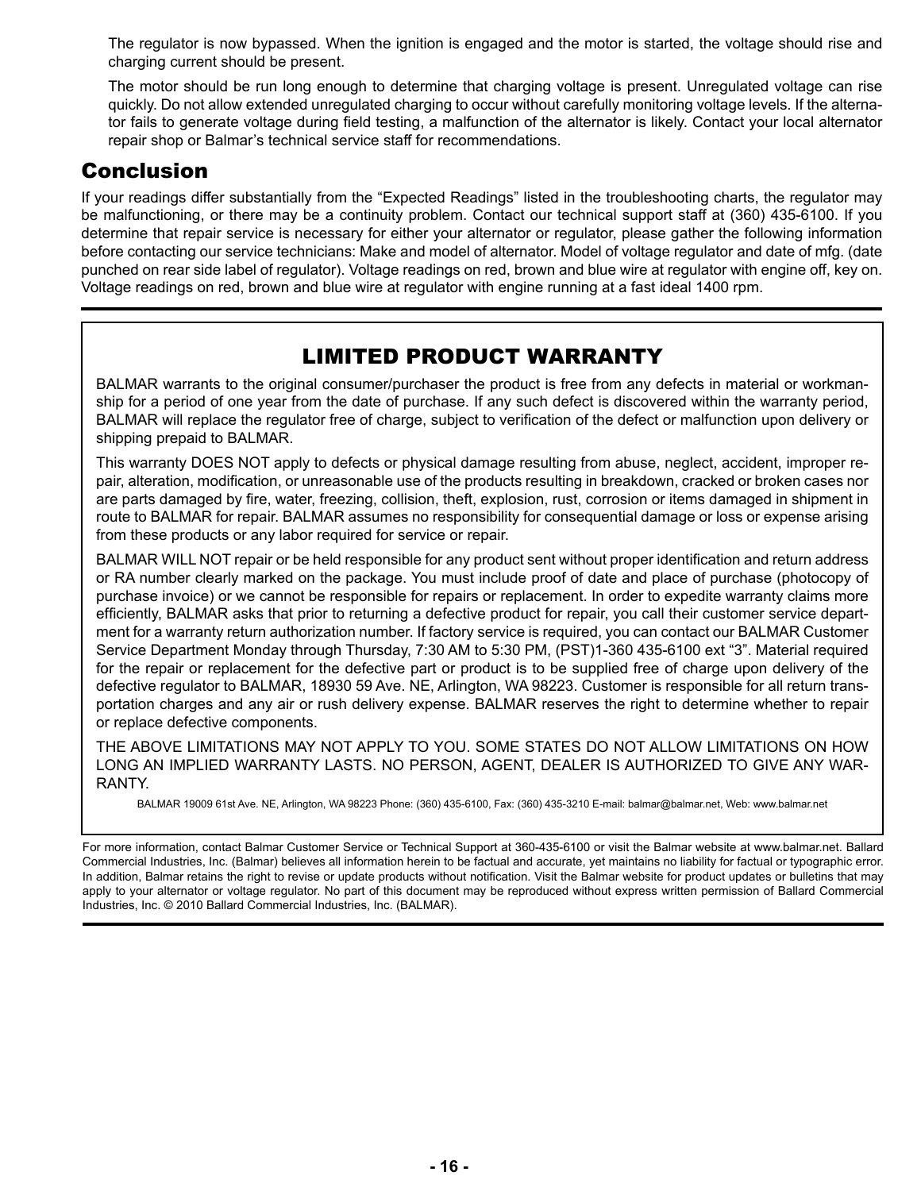The regulator is now bypassed. When the ignition is engaged and the motor is started, the voltage should rise and charging current should be present.

The motor should be run long enough to determine that charging voltage is present. Unregulated voltage can rise quickly. Do not allow extended unregulated charging to occur without carefully monitoring voltage levels. If the alternator fails to generate voltage during field testing, a malfunction of the alternator is likely. Contact your local alternator repair shop or Balmar's technical service staff for recommendations.

## Conclusion

If your readings differ substantially from the "Expected Readings" listed in the troubleshooting charts, the regulator may be malfunctioning, or there may be a continuity problem. Contact our technical support staff at (360) 435-6100. If you determine that repair service is necessary for either your alternator or regulator, please gather the following information before contacting our service technicians: Make and model of alternator. Model of voltage regulator and date of mfg. (date punched on rear side label of regulator). Voltage readings on red, brown and blue wire at regulator with engine off, key on. Voltage readings on red, brown and blue wire at regulator with engine running at a fast ideal 1400 rpm.

---

## LIMITED PRODUCT WARRANTY

BALMAR warrants to the original consumer/purchaser the product is free from any defects in material or workmanship for a period of one year from the date of purchase. If any such defect is discovered within the warranty period, BALMAR will replace the regulator free of charge, subject to verification of the defect or malfunction upon delivery or shipping prepaid to BALMAR.

This warranty DOES NOT apply to defects or physical damage resulting from abuse, neglect, accident, improper repair, alteration, modification, or unreasonable use of the products resulting in breakdown, cracked or broken cases nor are parts damaged by fire, water, freezing, collision, theft, explosion, rust, corrosion or items damaged in shipment in route to BALMAR for repair. BALMAR assumes no responsibility for consequential damage or loss or expense arising from these products or any labor required for service or repair.

BALMAR WILL NOT repair or be held responsible for any product sent without proper identification and return address or RA number clearly marked on the package. You must include proof of date and place of purchase (photocopy of purchase invoice) or we cannot be responsible for repairs or replacement. In order to expedite warranty claims more efficiently, BALMAR asks that prior to returning a defective product for repair, you call their customer service department for a warranty return authorization number. If factory service is required, you can contact our BALMAR Customer Service Department Monday through Thursday, 7:30 AM to 5:30 PM, (PST)1-360 435-6100 ext "3". Material required for the repair or replacement for the defective part or product is to be supplied free of charge upon delivery of the defective regulator to BALMAR, 18930 59 Ave. NE, Arlington, WA 98223. Customer is responsible for all return transportation charges and any air or rush delivery expense. BALMAR reserves the right to determine whether to repair or replace defective components.

THE ABOVE LIMITATIONS MAY NOT APPLY TO YOU. SOME STATES DO NOT ALLOW LIMITATIONS ON HOW LONG AN IMPLIED WARRANTY LASTS. NO PERSON, AGENT, DEALER IS AUTHORIZED TO GIVE ANY WARRANTY.

BALMAR 19009 61st Ave. NE, Arlington, WA 98223 Phone: (360) 435-6100, Fax: (360) 435-3210 E-mail: balmar@balmar.net, Web: www.balmar.net

---

For more information, contact Balmar Customer Service or Technical Support at 360-435-6100 or visit the Balmar website at www.balmar.net. Ballard Commercial Industries, Inc. (Balmar) believes all information herein to be factual and accurate, yet maintains no liability for factual or typographic error. In addition, Balmar retains the right to revise or update products without notification. Visit the Balmar website for product updates or bulletins that may apply to your alternator or voltage regulator. No part of this document may be reproduced without express written permission of Ballard Commercial Industries, Inc. © 2010 Ballard Commercial Industries, Inc. (BALMAR).